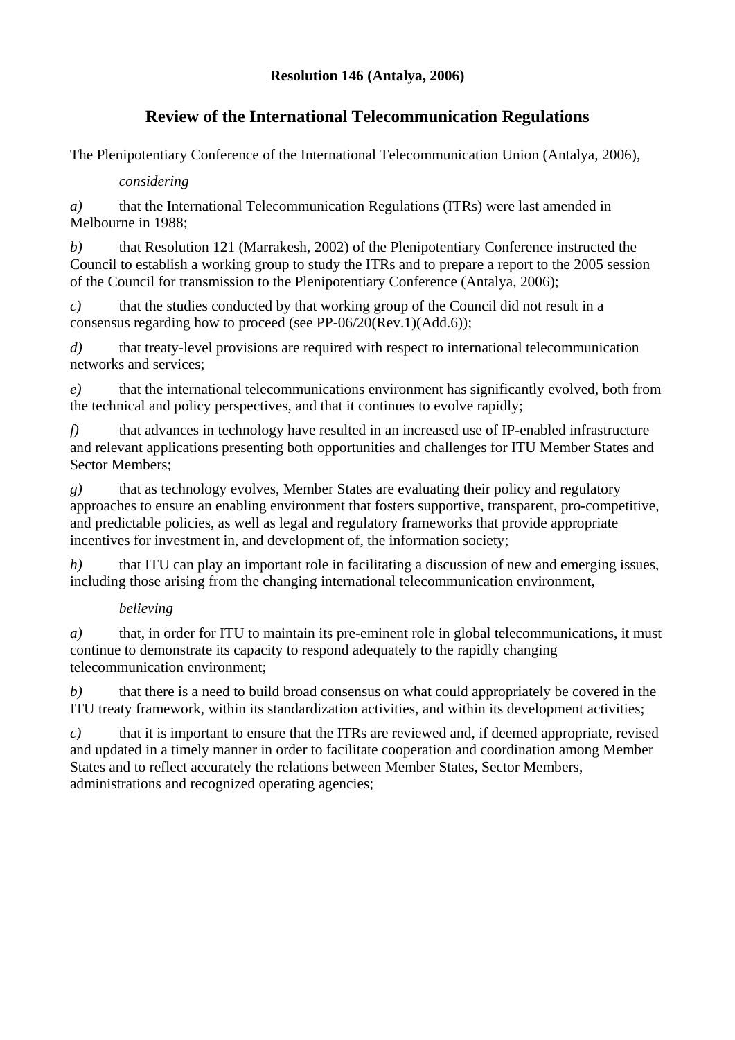**Resolution 146 (Antalya, 2006)**

# Review of the International Telecommunication Regulations

The Plenipotentiary Conference of the International Telecommunication Union (Antalya, 2006),

*considering*

*a)* that the International Telecommunication Regulations (ITRs) were last amended in Melbourne in 1988;

*b)* that Resolution 121 (Marrakesh, 2002) of the Plenipotentiary Conference instructed the Council to establish a working group to study the ITRs and to prepare a report to the 2005 session of the Council for transmission to the Plenipotentiary Conference (Antalya, 2006);

*c)* that the studies conducted by that working group of the Council did not result in a consensus regarding how to proceed (see PP-06/20(Rev.1)(Add.6));

*d)* that treaty-level provisions are required with respect to international telecommunication networks and services;

*e)* that the international telecommunications environment has significantly evolved, both from the technical and policy perspectives, and that it continues to evolve rapidly;

*f)* that advances in technology have resulted in an increased use of IP-enabled infrastructure and relevant applications presenting both opportunities and challenges for ITU Member States and Sector Members;

*g)* that as technology evolves, Member States are evaluating their policy and regulatory approaches to ensure an enabling environment that fosters supportive, transparent, pro-competitive, and predictable policies, as well as legal and regulatory frameworks that provide appropriate incentives for investment in, and development of, the information society;

*h)* that ITU can play an important role in facilitating a discussion of new and emerging issues, including those arising from the changing international telecommunication environment,

*believing*

*a)* that, in order for ITU to maintain its pre-eminent role in global telecommunications, it must continue to demonstrate its capacity to respond adequately to the rapidly changing telecommunication environment;

*b)* that there is a need to build broad consensus on what could appropriately be covered in the ITU treaty framework, within its standardization activities, and within its development activities;

*c)* that it is important to ensure that the ITRs are reviewed and, if deemed appropriate, revised and updated in a timely manner in order to facilitate cooperation and coordination among Member States and to reflect accurately the relations between Member States, Sector Members, administrations and recognized operating agencies;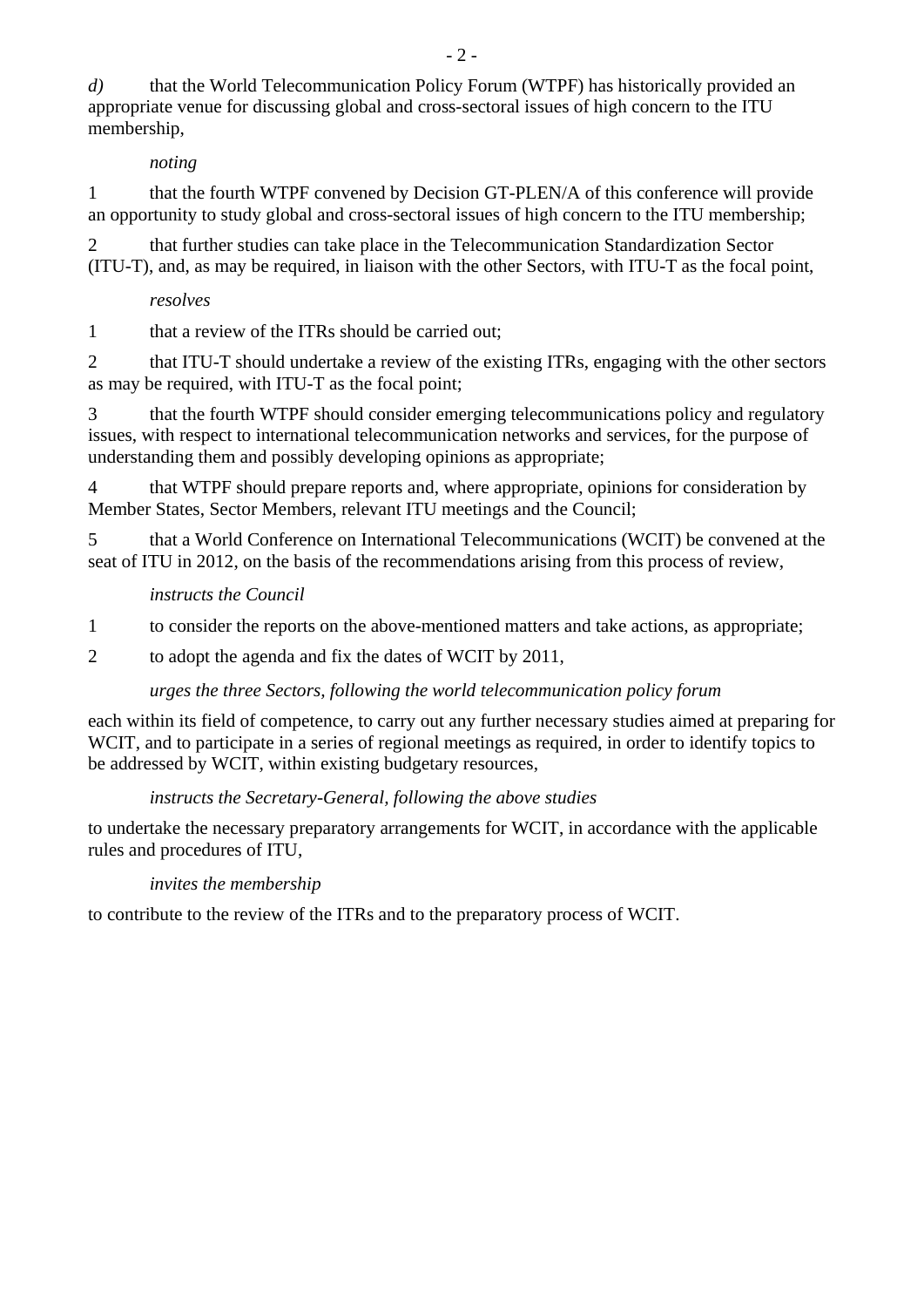*d)* that the World Telecommunication Policy Forum (WTPF) has historically provided an appropriate venue for discussing global and cross-sectoral issues of high concern to the ITU membership,

*noting*

1 that the fourth WTPF convened by Decision GT-PLEN/A of this conference will provide an opportunity to study global and cross-sectoral issues of high concern to the ITU membership;

2 that further studies can take place in the Telecommunication Standardization Sector (ITU-T), and, as may be required, in liaison with the other Sectors, with ITU-T as the focal point,

*resolves*

1 that a review of the ITRs should be carried out;

2 that ITU-T should undertake a review of the existing ITRs, engaging with the other sectors as may be required, with ITU-T as the focal point;

3 that the fourth WTPF should consider emerging telecommunications policy and regulatory issues, with respect to international telecommunication networks and services, for the purpose of understanding them and possibly developing opinions as appropriate;

4 that WTPF should prepare reports and, where appropriate, opinions for consideration by Member States, Sector Members, relevant ITU meetings and the Council;

5 that a World Conference on International Telecommunications (WCIT) be convened at the seat of ITU in 2012, on the basis of the recommendations arising from this process of review,

*instructs the Council*

1 to consider the reports on the above-mentioned matters and take actions, as appropriate;

2 to adopt the agenda and fix the dates of WCIT by 2011,

*urges the three Sectors, following the world telecommunication policy forum*

each within its field of competence, to carry out any further necessary studies aimed at preparing for WCIT, and to participate in a series of regional meetings as required, in order to identify topics to be addressed by WCIT, within existing budgetary resources,

*instructs the Secretary-General, following the above studies*

to undertake the necessary preparatory arrangements for WCIT, in accordance with the applicable rules and procedures of ITU,

*invites the membership*

to contribute to the review of the ITRs and to the preparatory process of WCIT.